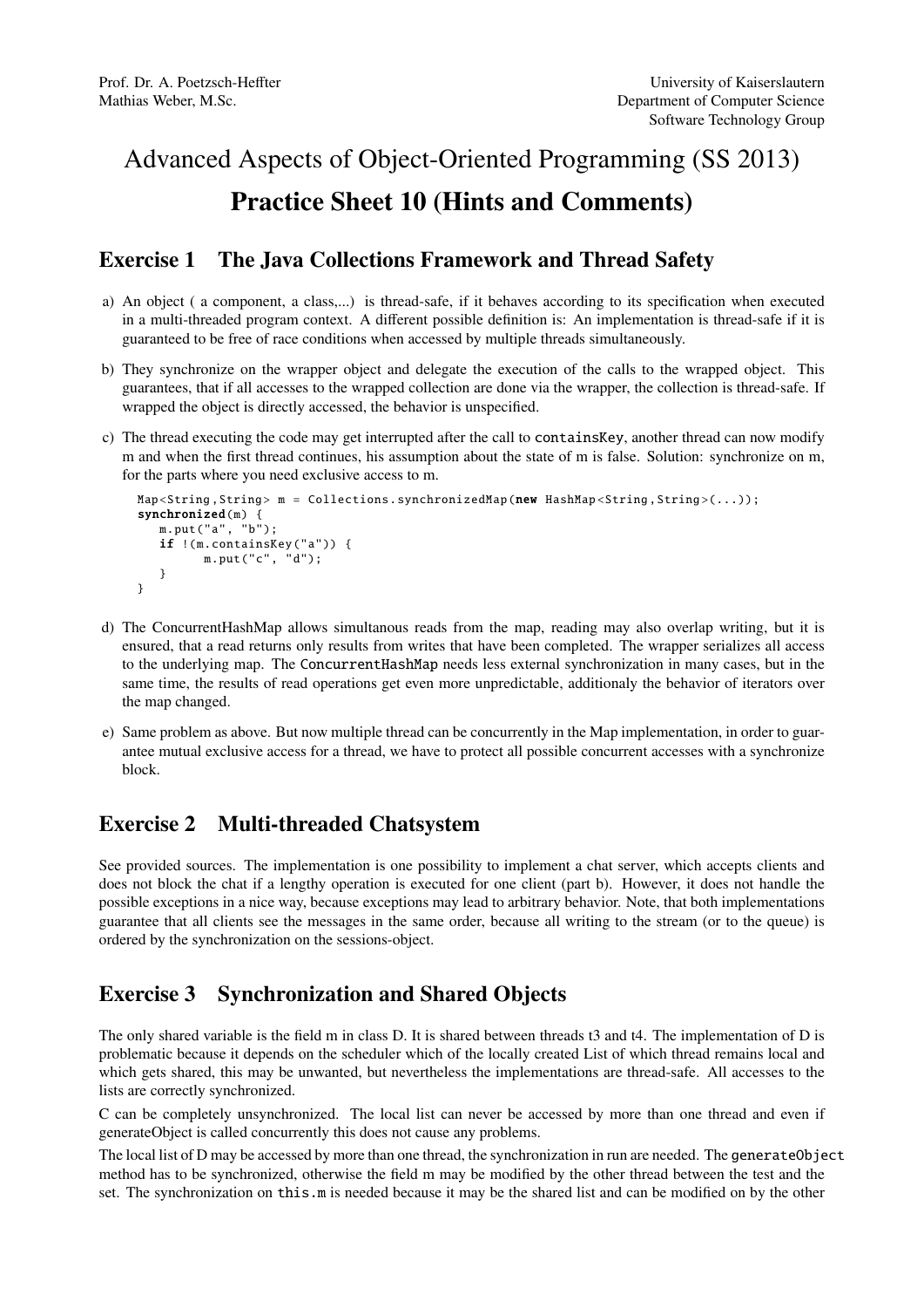Prof. Dr. A. Poetzsch-Heffter
Mathias Weber, M.Sc.

University of Kaiserslautern
Department of Computer Science
Software Technology Group

# Advanced Aspects of Object-Oriented Programming (SS 2013)

# Practice Sheet 10 (Hints and Comments)

## Exercise 1 The Java Collections Framework and Thread Safety

a) An object ( a component, a class,...) is thread-safe, if it behaves according to its specification when executed in a multi-threaded program context. A different possible definition is: An implementation is thread-safe if it is guaranteed to be free of race conditions when accessed by multiple threads simultaneously.

b) They synchronize on the wrapper object and delegate the execution of the calls to the wrapped object. This guarantees, that if all accesses to the wrapped collection are done via the wrapper, the collection is thread-safe. If wrapped the object is directly accessed, the behavior is unspecified.

c) The thread executing the code may get interrupted after the call to `containsKey`, another thread can now modify m and when the first thread continues, his assumption about the state of m is false. Solution: synchronize on m, for the parts where you need exclusive access to m.

```
Map<String,String> m = Collections.synchronizedMap(new HashMap<String,String>(...));
synchronized(m) {
   m.put("a", "b");
   if !(m.containsKey("a")) {
        m.put("c", "d");
   }
}
```

d) The ConcurrentHashMap allows simultanous reads from the map, reading may also overlap writing, but it is ensured, that a read returns only results from writes that have been completed. The wrapper serializes all access to the underlying map. The `ConcurrentHashMap` needs less external synchronization in many cases, but in the same time, the results of read operations get even more unpredictable, additionaly the behavior of iterators over the map changed.

e) Same problem as above. But now multiple thread can be concurrently in the Map implementation, in order to guarantee mutual exclusive access for a thread, we have to protect all possible concurrent accesses with a synchronize block.

## Exercise 2 Multi-threaded Chatsystem

See provided sources. The implementation is one possibility to implement a chat server, which accepts clients and does not block the chat if a lengthy operation is executed for one client (part b). However, it does not handle the possible exceptions in a nice way, because exceptions may lead to arbitrary behavior. Note, that both implementations guarantee that all clients see the messages in the same order, because all writing to the stream (or to the queue) is ordered by the synchronization on the sessions-object.

## Exercise 3 Synchronization and Shared Objects

The only shared variable is the field m in class D. It is shared between threads t3 and t4. The implementation of D is problematic because it depends on the scheduler which of the locally created List of which thread remains local and which gets shared, this may be unwanted, but nevertheless the implementations are thread-safe. All accesses to the lists are correctly synchronized.

C can be completely unsynchronized. The local list can never be accessed by more than one thread and even if generateObject is called concurrently this does not cause any problems.

The local list of D may be accessed by more than one thread, the synchronization in run are needed. The `generateObject` method has to be synchronized, otherwise the field m may be modified by the other thread between the test and the set. The synchronization on `this.m` is needed because it may be the shared list and can be modified on by the other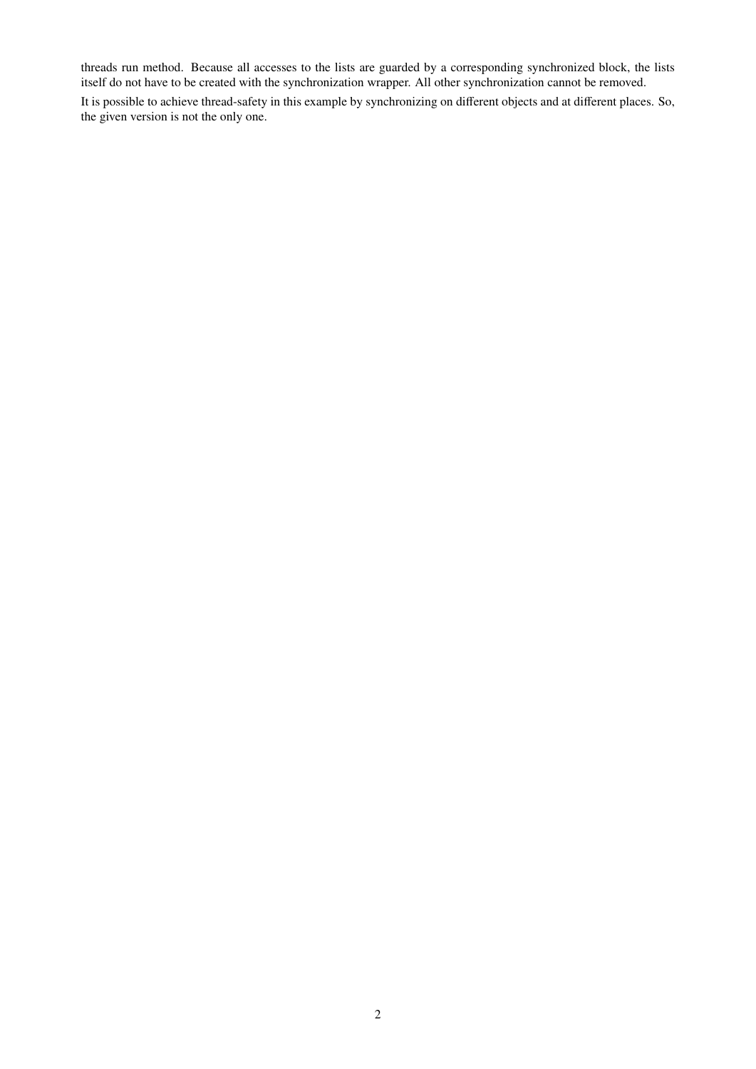threads run method. Because all accesses to the lists are guarded by a corresponding synchronized block, the lists itself do not have to be created with the synchronization wrapper. All other synchronization cannot be removed.

It is possible to achieve thread-safety in this example by synchronizing on different objects and at different places. So, the given version is not the only one.